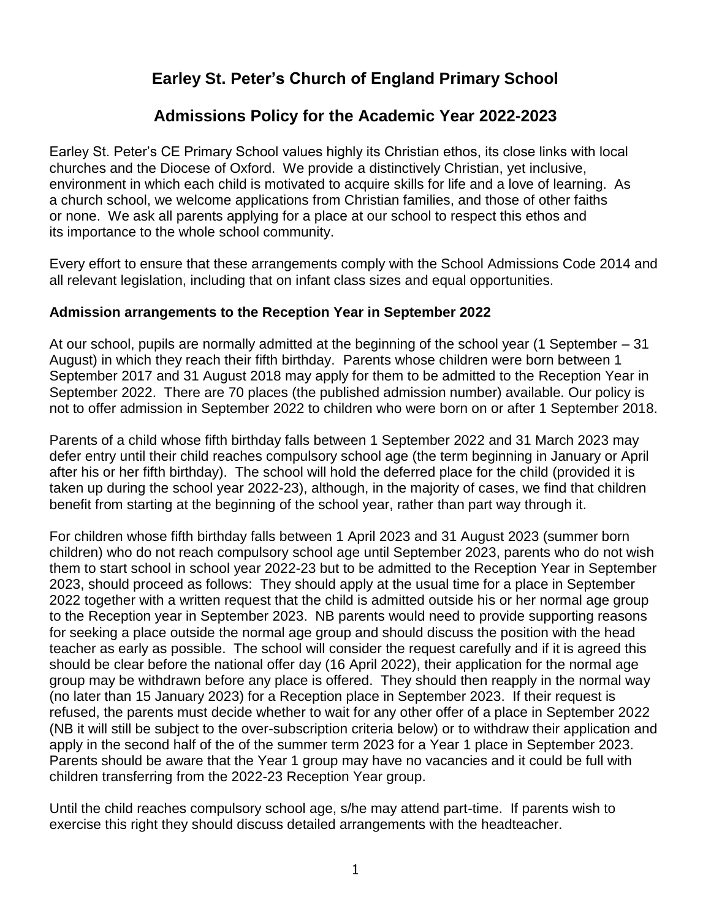# Earley St. Peter's Church of England Primary School

## Admissions Policy for the Academic Year 2022-2023

Earley St. Peter's CE Primary School values highly its Christian ethos, its close links with local churches and the Diocese of Oxford. We provide a distinctively Christian, yet inclusive, environment in which each child is motivated to acquire skills for life and a love of learning. As a church school, we welcome applications from Christian families, and those of other faiths or none. We ask all parents applying for a place at our school to respect this ethos and its importance to the whole school community.

Every effort to ensure that these arrangements comply with the School Admissions Code 2014 and all relevant legislation, including that on infant class sizes and equal opportunities.

### Admission arrangements to the Reception Year in September 2022

At our school, pupils are normally admitted at the beginning of the school year (1 September – 31 August) in which they reach their fifth birthday. Parents whose children were born between 1 September 2017 and 31 August 2018 may apply for them to be admitted to the Reception Year in September 2022. There are 70 places (the published admission number) available. Our policy is not to offer admission in September 2022 to children who were born on or after 1 September 2018.

Parents of a child whose fifth birthday falls between 1 September 2022 and 31 March 2023 may defer entry until their child reaches compulsory school age (the term beginning in January or April after his or her fifth birthday). The school will hold the deferred place for the child (provided it is taken up during the school year 2022-23), although, in the majority of cases, we find that children benefit from starting at the beginning of the school year, rather than part way through it.

For children whose fifth birthday falls between 1 April 2023 and 31 August 2023 (summer born children) who do not reach compulsory school age until September 2023, parents who do not wish them to start school in school year 2022-23 but to be admitted to the Reception Year in September 2023, should proceed as follows: They should apply at the usual time for a place in September 2022 together with a written request that the child is admitted outside his or her normal age group to the Reception year in September 2023. NB parents would need to provide supporting reasons for seeking a place outside the normal age group and should discuss the position with the head teacher as early as possible. The school will consider the request carefully and if it is agreed this should be clear before the national offer day (16 April 2022), their application for the normal age group may be withdrawn before any place is offered. They should then reapply in the normal way (no later than 15 January 2023) for a Reception place in September 2023. If their request is refused, the parents must decide whether to wait for any other offer of a place in September 2022 (NB it will still be subject to the over-subscription criteria below) or to withdraw their application and apply in the second half of the of the summer term 2023 for a Year 1 place in September 2023. Parents should be aware that the Year 1 group may have no vacancies and it could be full with children transferring from the 2022-23 Reception Year group.

Until the child reaches compulsory school age, s/he may attend part-time. If parents wish to exercise this right they should discuss detailed arrangements with the headteacher.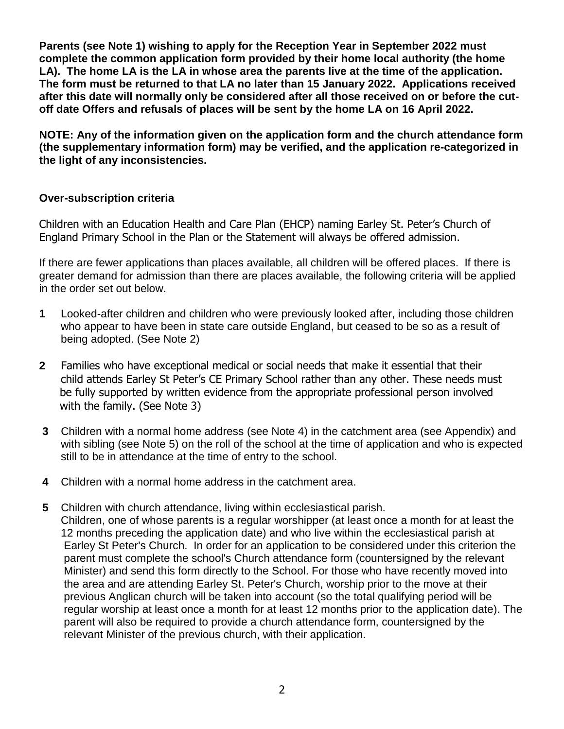**Parents (see Note 1) wishing to apply for the Reception Year in September 2022 must complete the common application form provided by their home local authority (the home LA). The home LA is the LA in whose area the parents live at the time of the application. The form must be returned to that LA no later than 15 January 2022. Applications received after this date will normally only be considered after all those received on or before the cut-off date Offers and refusals of places will be sent by the home LA on 16 April 2022.**

**NOTE: Any of the information given on the application form and the church attendance form (the supplementary information form) may be verified, and the application re-categorized in the light of any inconsistencies.**

**Over-subscription criteria**

Children with an Education Health and Care Plan (EHCP) naming Earley St. Peter's Church of England Primary School in the Plan or the Statement will always be offered admission.

If there are fewer applications than places available, all children will be offered places. If there is greater demand for admission than there are places available, the following criteria will be applied in the order set out below.

**1** Looked-after children and children who were previously looked after, including those children who appear to have been in state care outside England, but ceased to be so as a result of being adopted. (See Note 2)

**2** Families who have exceptional medical or social needs that make it essential that their child attends Earley St Peter's CE Primary School rather than any other. These needs must be fully supported by written evidence from the appropriate professional person involved with the family. (See Note 3)

**3** Children with a normal home address (see Note 4) in the catchment area (see Appendix) and with sibling (see Note 5) on the roll of the school at the time of application and who is expected still to be in attendance at the time of entry to the school.

**4** Children with a normal home address in the catchment area.

**5** Children with church attendance, living within ecclesiastical parish.
Children, one of whose parents is a regular worshipper (at least once a month for at least the 12 months preceding the application date) and who live within the ecclesiastical parish at Earley St Peter's Church. In order for an application to be considered under this criterion the parent must complete the school's Church attendance form (countersigned by the relevant Minister) and send this form directly to the School. For those who have recently moved into the area and are attending Earley St. Peter's Church, worship prior to the move at their previous Anglican church will be taken into account (so the total qualifying period will be regular worship at least once a month for at least 12 months prior to the application date). The parent will also be required to provide a church attendance form, countersigned by the relevant Minister of the previous church, with their application.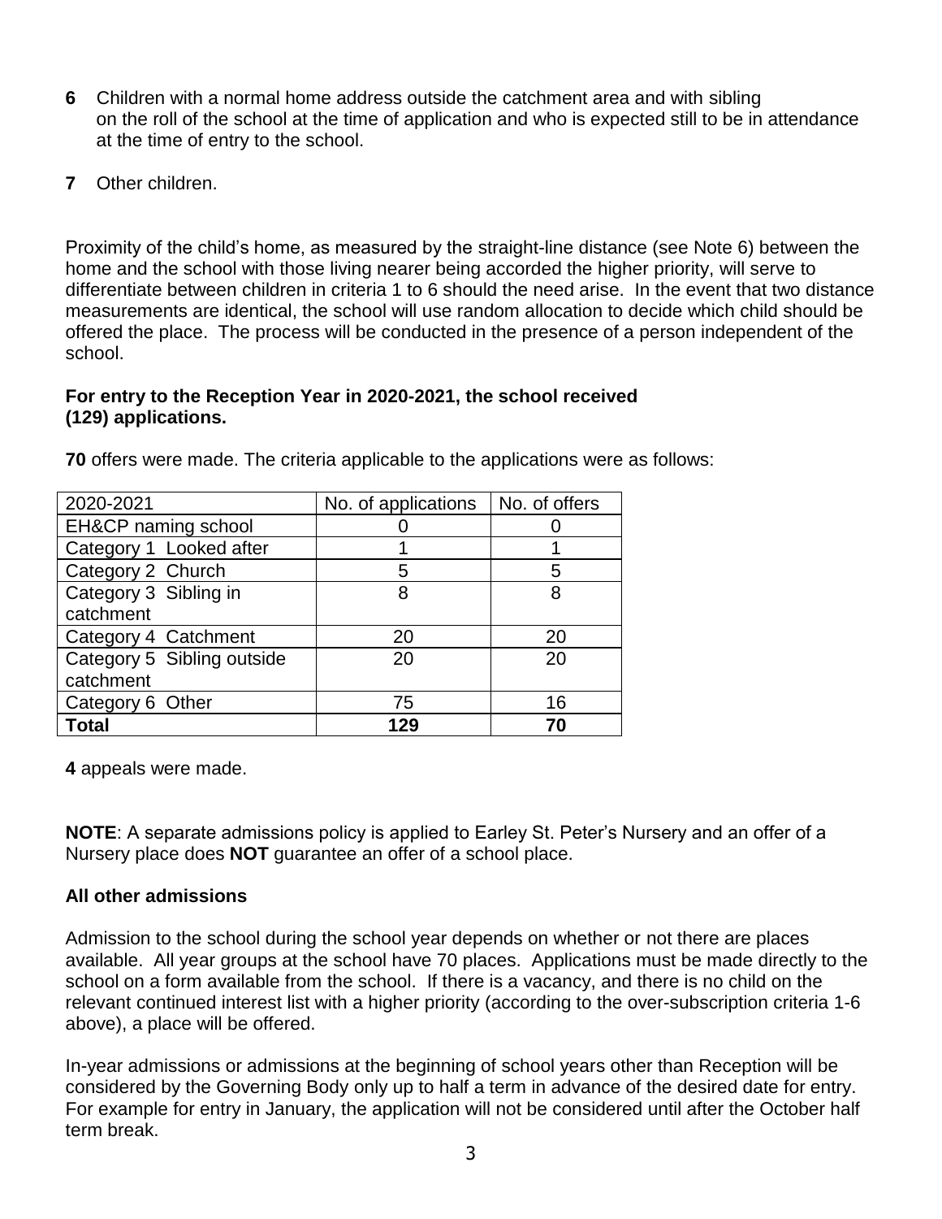**6** Children with a normal home address outside the catchment area and with sibling on the roll of the school at the time of application and who is expected still to be in attendance at the time of entry to the school.

**7** Other children.

Proximity of the child's home, as measured by the straight-line distance (see Note 6) between the home and the school with those living nearer being accorded the higher priority, will serve to differentiate between children in criteria 1 to 6 should the need arise. In the event that two distance measurements are identical, the school will use random allocation to decide which child should be offered the place. The process will be conducted in the presence of a person independent of the school.

**For entry to the Reception Year in 2020-2021, the school received (129) applications.**

**70** offers were made. The criteria applicable to the applications were as follows:

| 2020-2021 | No. of applications | No. of offers |
|---|---|---|
| EH&CP naming school | 0 | 0 |
| Category 1 Looked after | 1 | 1 |
| Category 2 Church | 5 | 5 |
| Category 3 Sibling in catchment | 8 | 8 |
| Category 4 Catchment | 20 | 20 |
| Category 5 Sibling outside catchment | 20 | 20 |
| Category 6 Other | 75 | 16 |
| **Total** | **129** | **70** |

**4** appeals were made.

**NOTE**: A separate admissions policy is applied to Earley St. Peter's Nursery and an offer of a Nursery place does **NOT** guarantee an offer of a school place.

**All other admissions**

Admission to the school during the school year depends on whether or not there are places available. All year groups at the school have 70 places. Applications must be made directly to the school on a form available from the school. If there is a vacancy, and there is no child on the relevant continued interest list with a higher priority (according to the over-subscription criteria 1-6 above), a place will be offered.

In-year admissions or admissions at the beginning of school years other than Reception will be considered by the Governing Body only up to half a term in advance of the desired date for entry. For example for entry in January, the application will not be considered until after the October half term break.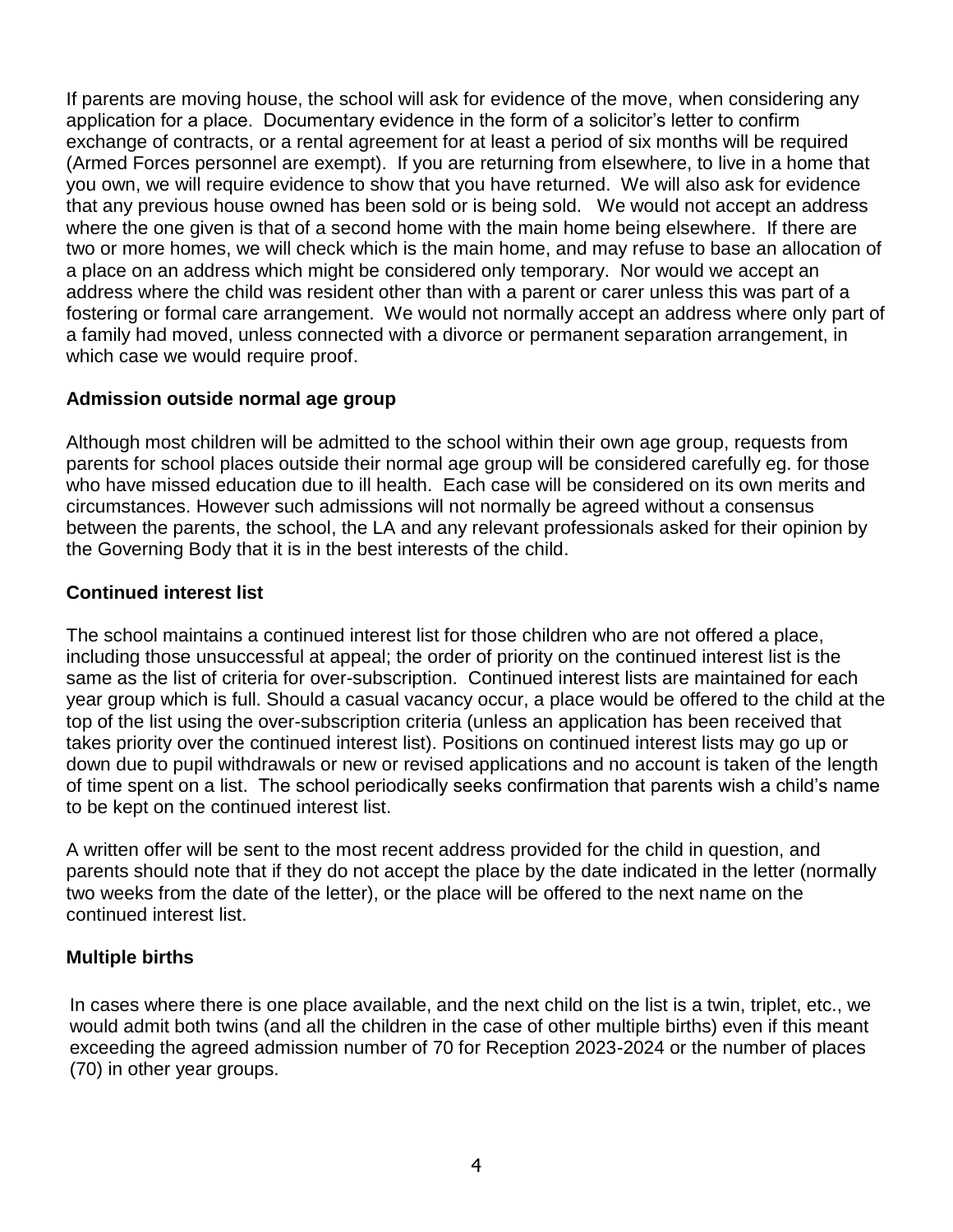If parents are moving house, the school will ask for evidence of the move, when considering any application for a place. Documentary evidence in the form of a solicitor's letter to confirm exchange of contracts, or a rental agreement for at least a period of six months will be required (Armed Forces personnel are exempt). If you are returning from elsewhere, to live in a home that you own, we will require evidence to show that you have returned. We will also ask for evidence that any previous house owned has been sold or is being sold. We would not accept an address where the one given is that of a second home with the main home being elsewhere. If there are two or more homes, we will check which is the main home, and may refuse to base an allocation of a place on an address which might be considered only temporary. Nor would we accept an address where the child was resident other than with a parent or carer unless this was part of a fostering or formal care arrangement. We would not normally accept an address where only part of a family had moved, unless connected with a divorce or permanent separation arrangement, in which case we would require proof.

**Admission outside normal age group**

Although most children will be admitted to the school within their own age group, requests from parents for school places outside their normal age group will be considered carefully eg. for those who have missed education due to ill health. Each case will be considered on its own merits and circumstances. However such admissions will not normally be agreed without a consensus between the parents, the school, the LA and any relevant professionals asked for their opinion by the Governing Body that it is in the best interests of the child.

**Continued interest list**

The school maintains a continued interest list for those children who are not offered a place, including those unsuccessful at appeal; the order of priority on the continued interest list is the same as the list of criteria for over-subscription. Continued interest lists are maintained for each year group which is full. Should a casual vacancy occur, a place would be offered to the child at the top of the list using the over-subscription criteria (unless an application has been received that takes priority over the continued interest list). Positions on continued interest lists may go up or down due to pupil withdrawals or new or revised applications and no account is taken of the length of time spent on a list. The school periodically seeks confirmation that parents wish a child's name to be kept on the continued interest list.

A written offer will be sent to the most recent address provided for the child in question, and parents should note that if they do not accept the place by the date indicated in the letter (normally two weeks from the date of the letter), or the place will be offered to the next name on the continued interest list.

**Multiple births**

In cases where there is one place available, and the next child on the list is a twin, triplet, etc., we would admit both twins (and all the children in the case of other multiple births) even if this meant exceeding the agreed admission number of 70 for Reception 2023-2024 or the number of places (70) in other year groups.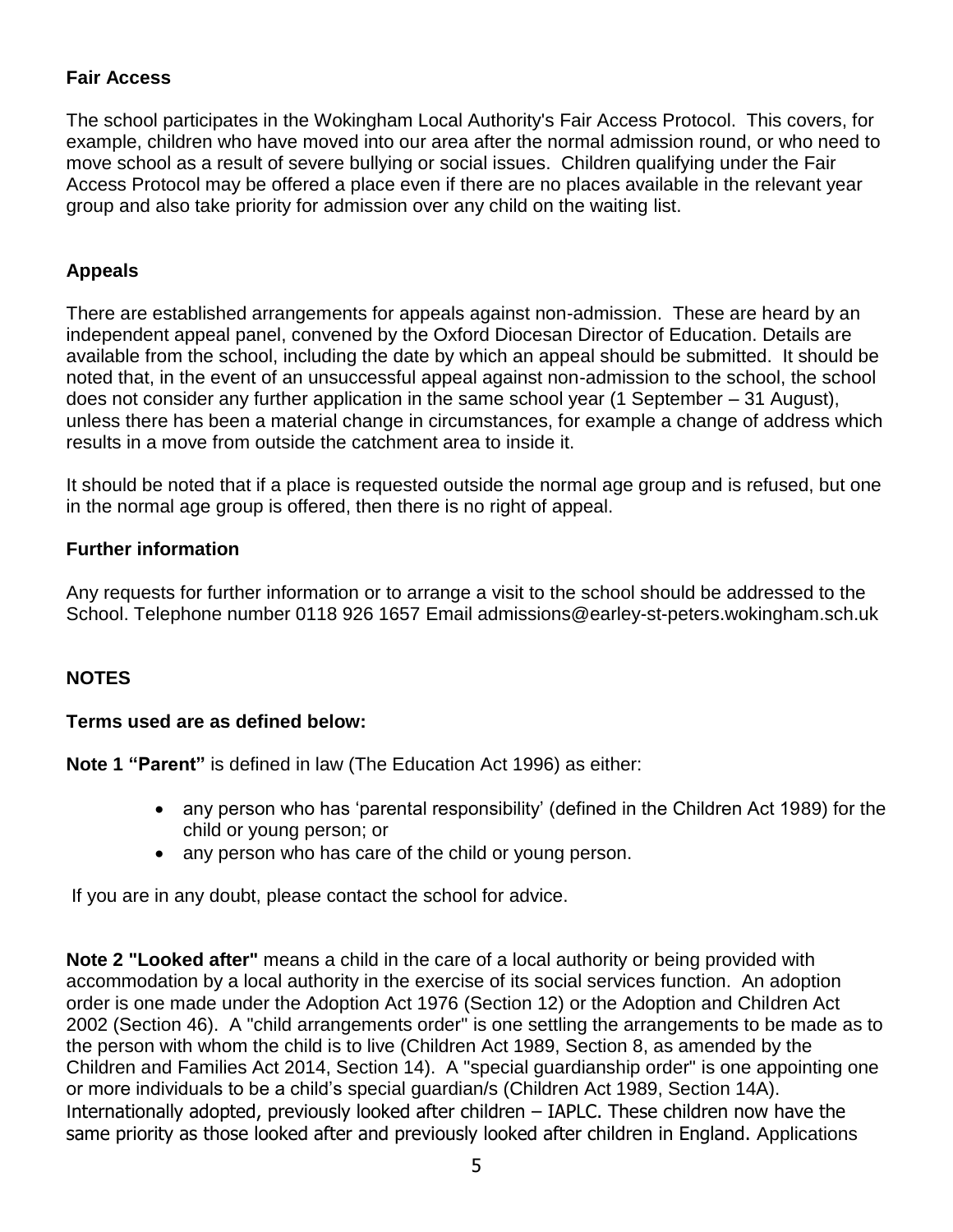### Fair Access

The school participates in the Wokingham Local Authority's Fair Access Protocol. This covers, for example, children who have moved into our area after the normal admission round, or who need to move school as a result of severe bullying or social issues. Children qualifying under the Fair Access Protocol may be offered a place even if there are no places available in the relevant year group and also take priority for admission over any child on the waiting list.

### Appeals

There are established arrangements for appeals against non-admission. These are heard by an independent appeal panel, convened by the Oxford Diocesan Director of Education. Details are available from the school, including the date by which an appeal should be submitted. It should be noted that, in the event of an unsuccessful appeal against non-admission to the school, the school does not consider any further application in the same school year (1 September – 31 August), unless there has been a material change in circumstances, for example a change of address which results in a move from outside the catchment area to inside it.

It should be noted that if a place is requested outside the normal age group and is refused, but one in the normal age group is offered, then there no right of appeal.

### Further information

Any requests for further information or to arrange a visit to the school should be addressed to the School. Telephone number 0118 926 1657 Email admissions@earley-st-peters.wokingham.sch.uk

## NOTES

### Terms used are as defined below:

**Note 1 "Parent"** is defined in law (The Education Act 1996) as either:

- any person who has 'parental responsibility' (defined in the Children Act 1989) for the child or young person; or
- any person who has care of the child or young person.

If you are in any doubt, please contact the school for advice.

**Note 2 "Looked after"** means a child in the care of a local authority or being provided with accommodation by a local authority in the exercise of its social services function. An adoption order is one made under the Adoption Act 1976 (Section 12) or the Adoption and Children Act 2002 (Section 46). A "child arrangements order" is one settling the arrangements to be made as to the person with whom the child is to live (Children Act 1989, Section 8, as amended by the Children and Families Act 2014, Section 14). A "special guardianship order" is one appointing one or more individuals to be a child's special guardian/s (Children Act 1989, Section 14A). Internationally adopted, previously looked after children – IAPLC. These children now have the same priority as those looked after and previously looked after children in England. Applications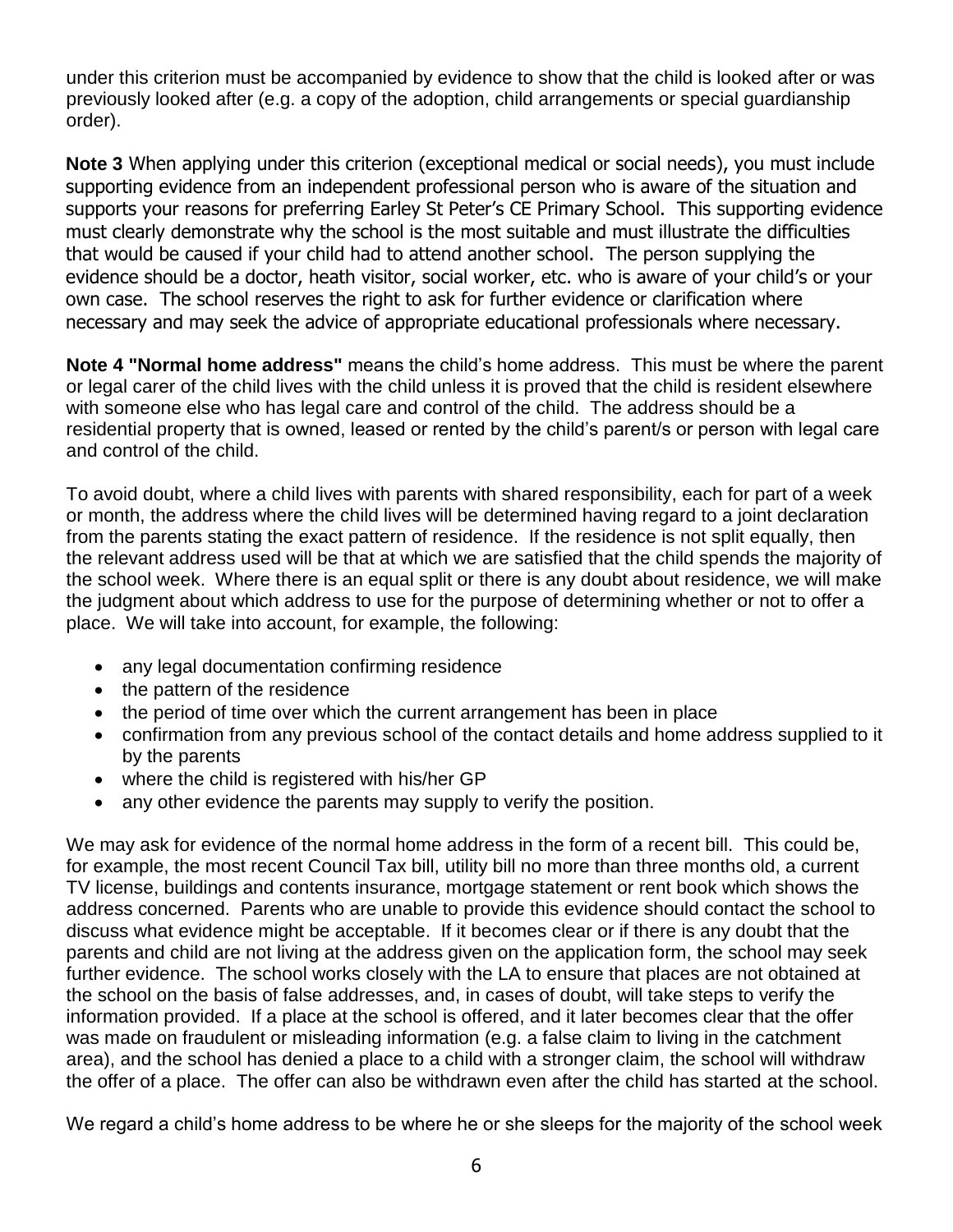under this criterion must be accompanied by evidence to show that the child is looked after or was previously looked after (e.g. a copy of the adoption, child arrangements or special guardianship order).

**Note 3** When applying under this criterion (exceptional medical or social needs), you must include supporting evidence from an independent professional person who is aware of the situation and supports your reasons for preferring Earley St Peter's CE Primary School. This supporting evidence must clearly demonstrate why the school is the most suitable and must illustrate the difficulties that would be caused if your child had to attend another school. The person supplying the evidence should be a doctor, heath visitor, social worker, etc. who is aware of your child's or your own case. The school reserves the right to ask for further evidence or clarification where necessary and may seek the advice of appropriate educational professionals where necessary.

**Note 4 "Normal home address"** means the child's home address. This must be where the parent or legal carer of the child lives with the child unless it is proved that the child is resident elsewhere with someone else who has legal care and control of the child. The address should be a residential property that is owned, leased or rented by the child's parent/s or person with legal care and control of the child.

To avoid doubt, where a child lives with parents with shared responsibility, each for part of a week or month, the address where the child lives will be determined having regard to a joint declaration from the parents stating the exact pattern of residence. If the residence is not split equally, then the relevant address used will be that at which we are satisfied that the child spends the majority of the school week. Where there is an equal split or there is any doubt about residence, we will make the judgment about which address to use for the purpose of determining whether or not to offer a place. We will take into account, for example, the following:

- any legal documentation confirming residence
- the pattern of the residence
- the period of time over which the current arrangement has been in place
- confirmation from any previous school of the contact details and home address supplied to it by the parents
- where the child is registered with his/her GP
- any other evidence the parents may supply to verify the position.

We may ask for evidence of the normal home address in the form of a recent bill. This could be, for example, the most recent Council Tax bill, utility bill no more than three months old, a current TV license, buildings and contents insurance, mortgage statement or rent book which shows the address concerned. Parents who are unable to provide this evidence should contact the school to discuss what evidence might be acceptable. If it becomes clear or if there is any doubt that the parents and child are not living at the address given on the application form, the school may seek further evidence. The school works closely with the LA to ensure that places are not obtained at the school on the basis of false addresses, and, in cases of doubt, will take steps to verify the information provided. If a place at the school is offered, and it later becomes clear that the offer was made on fraudulent or misleading information (e.g. a false claim to living in the catchment area), and the school has denied a place to a child with a stronger claim, the school will withdraw the offer of a place. The offer can also be withdrawn even after the child has started at the school.

We regard a child's home address to be where he or she sleeps for the majority of the school week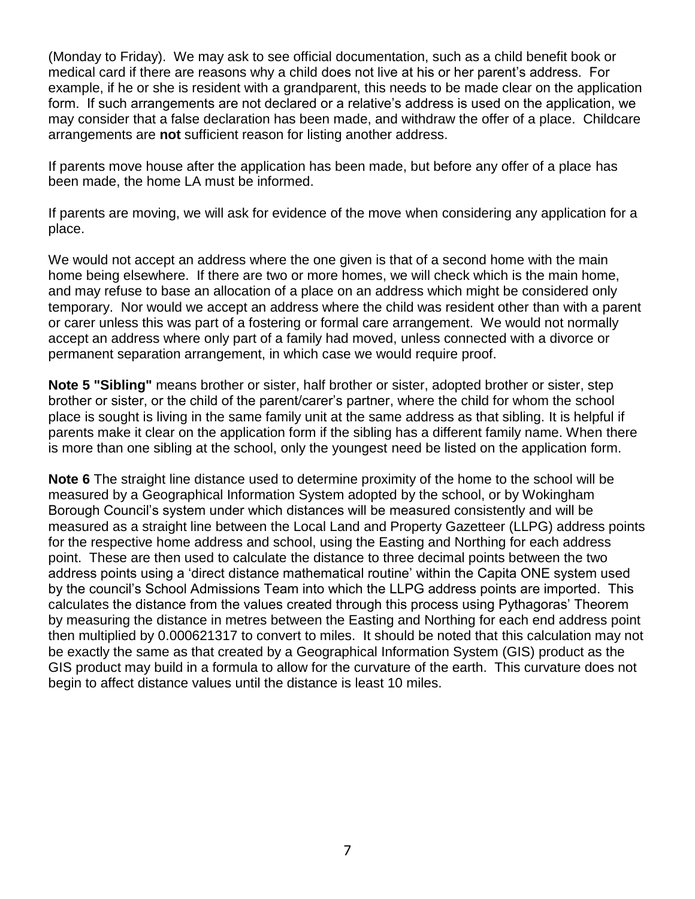(Monday to Friday). We may ask to see official documentation, such as a child benefit book or medical card if there are reasons why a child does not live at his or her parent's address. For example, if he or she is resident with a grandparent, this needs to be made clear on the application form. If such arrangements are not declared or a relative's address is used on the application, we may consider that a false declaration has been made, and withdraw the offer of a place. Childcare arrangements are **not** sufficient reason for listing another address.

If parents move house after the application has been made, but before any offer of a place has been made, the home LA must be informed.

If parents are moving, we will ask for evidence of the move when considering any application for a place.

We would not accept an address where the one given is that of a second home with the main home being elsewhere. If there are two or more homes, we will check which is the main home, and may refuse to base an allocation of a place on an address which might be considered only temporary. Nor would we accept an address where the child was resident other than with a parent or carer unless this was part of a fostering or formal care arrangement. We would not normally accept an address where only part of a family had moved, unless connected with a divorce or permanent separation arrangement, in which case we would require proof.

**Note 5 "Sibling"** means brother or sister, half brother or sister, adopted brother or sister, step brother or sister, or the child of the parent/carer's partner, where the child for whom the school place is sought is living in the same family unit at the same address as that sibling. It is helpful if parents make it clear on the application form if the sibling has a different family name. When there is more than one sibling at the school, only the youngest need be listed on the application form.

**Note 6** The straight line distance used to determine proximity of the home to the school will be measured by a Geographical Information System adopted by the school, or by Wokingham Borough Council's system under which distances will be measured consistently and will be measured as a straight line between the Local Land and Property Gazetteer (LLPG) address points for the respective home address and school, using the Easting and Northing for each address point. These are then used to calculate the distance to three decimal points between the two address points using a 'direct distance mathematical routine' within the Capita ONE system used by the council's School Admissions Team into which the LLPG address points are imported. This calculates the distance from the values created through this process using Pythagoras' Theorem by measuring the distance in metres between the Easting and Northing for each end address point then multiplied by 0.000621317 to convert to miles. It should be noted that this calculation may not be exactly the same as that created by a Geographical Information System (GIS) product as the GIS product may build in a formula to allow for the curvature of the earth. This curvature does not begin to affect distance values until the distance is least 10 miles.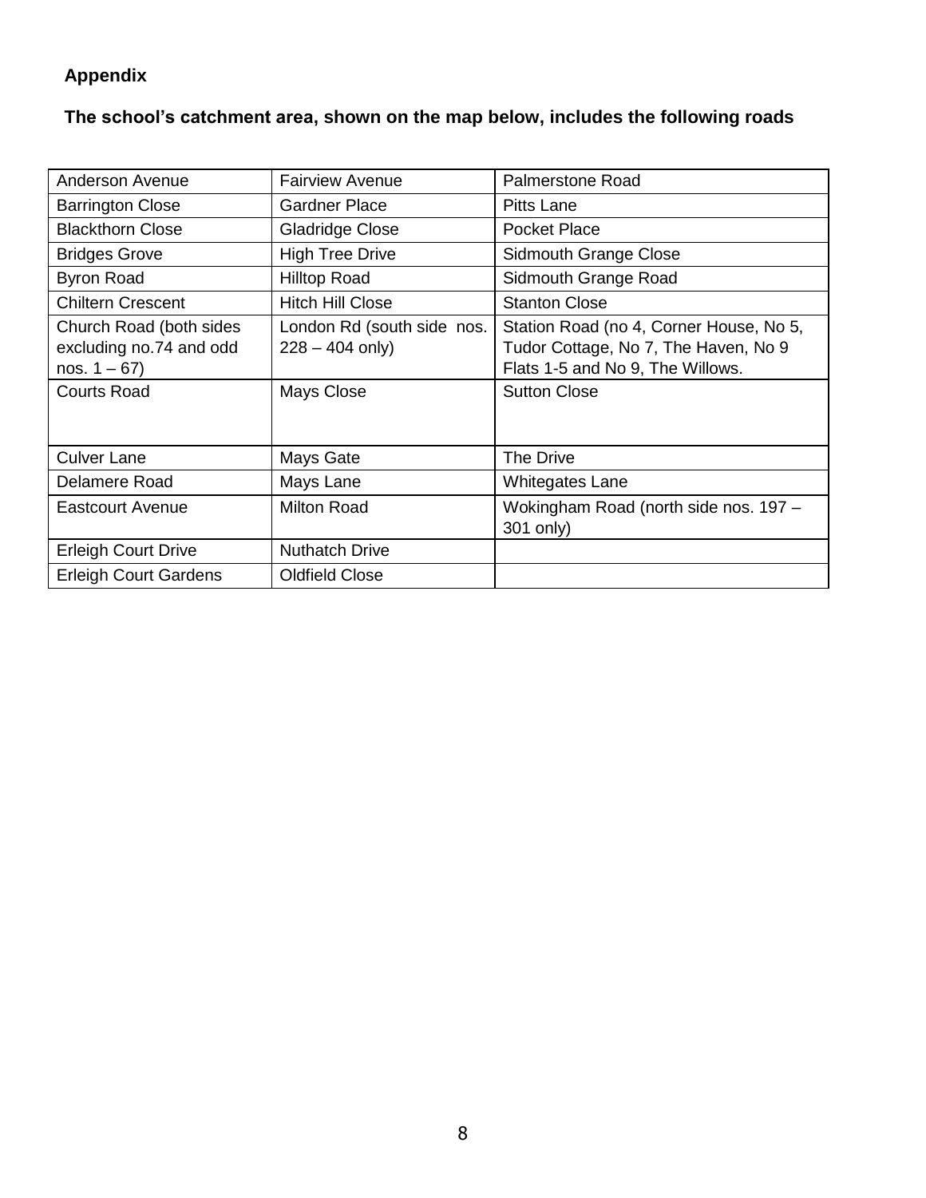**Appendix**

**The school's catchment area, shown on the map below, includes the following roads**

| Anderson Avenue | Fairview Avenue | Palmerstone Road |
|---|---|---|
| Barrington Close | Gardner Place | Pitts Lane |
| Blackthorn Close | Gladridge Close | Pocket Place |
| Bridges Grove | High Tree Drive | Sidmouth Grange Close |
| Byron Road | Hilltop Road | Sidmouth Grange Road |
| Chiltern Crescent | Hitch Hill Close | Stanton Close |
| Church Road (both sides excluding no.74 and odd nos. 1 – 67) | London Rd (south side nos. 228 – 404 only) | Station Road (no 4, Corner House, No 5, Tudor Cottage, No 7, The Haven, No 9 Flats 1-5 and No 9, The Willows. |
| Courts Road | Mays Close | Sutton Close |
| Culver Lane | Mays Gate | The Drive |
| Delamere Road | Mays Lane | Whitegates Lane |
| Eastcourt Avenue | Milton Road | Wokingham Road (north side nos. 197 – 301 only) |
| Erleigh Court Drive | Nuthatch Drive | |
| Erleigh Court Gardens | Oldfield Close | |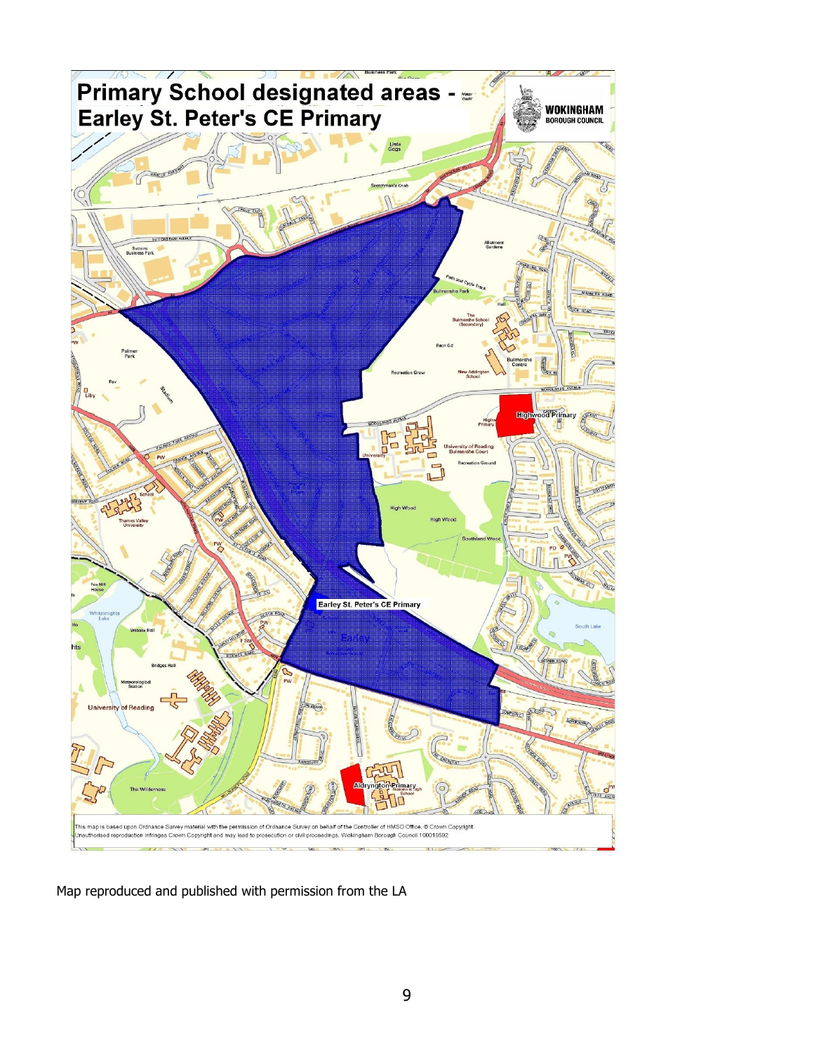# Primary School designated areas - Earley St. Peter's CE Primary

WOKINGHAM BOROUGH COUNCIL

Earley St. Peter's CE Primary

Highwood Primary

Aldryngton Primary

This map is based upon Ordnance Survey material with the permission of Ordnance Survey on behalf of the Controller of HMSO Office. © Crown Copyright. Unauthorised reproduction infringes Crown Copyright and may lead to prosecution or civil proceedings. Wokingham Borough Council 100019592

Map reproduced and published with permission from the LA